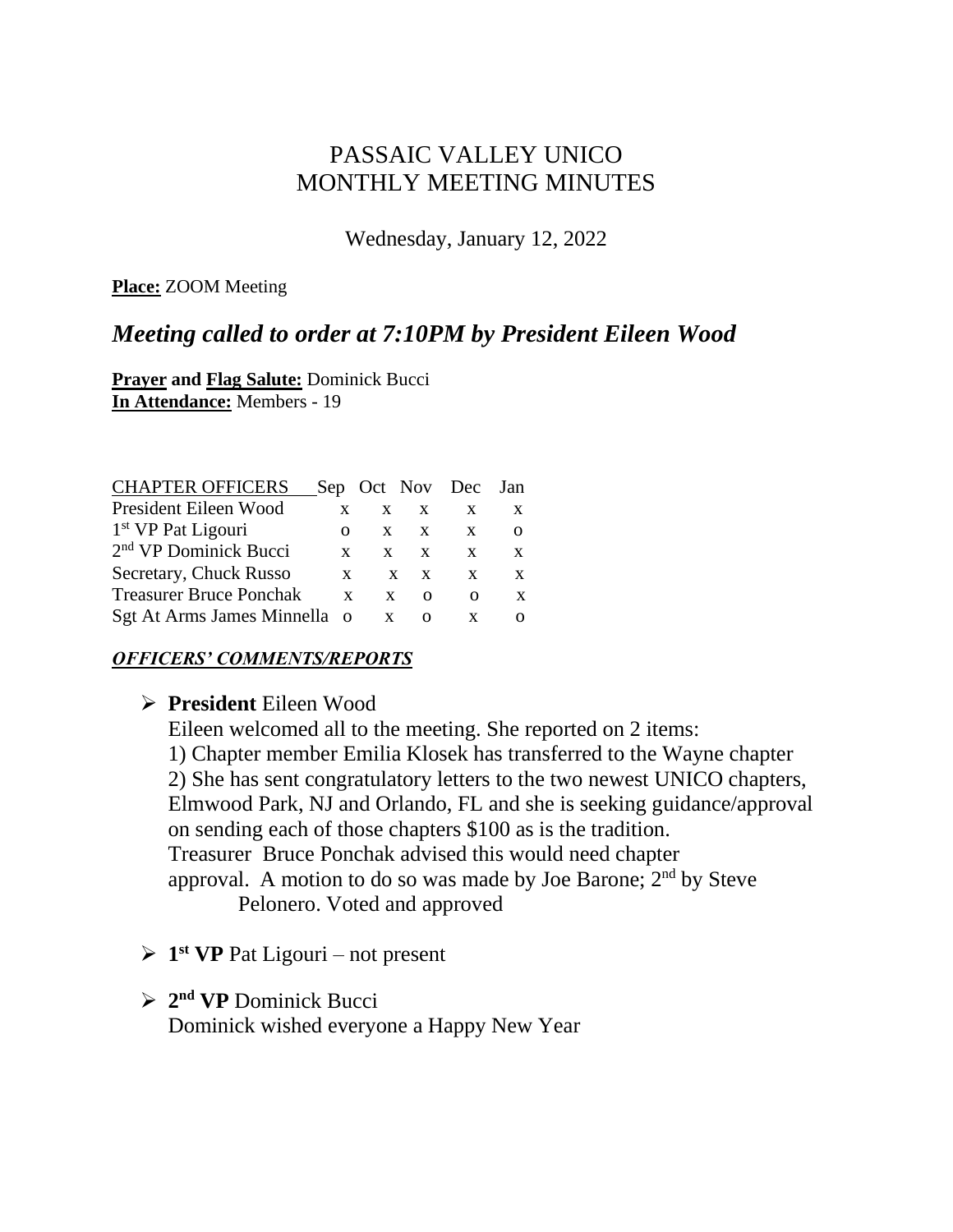# PASSAIC VALLEY UNICO
# MONTHLY MEETING MINUTES

Wednesday, January 12, 2022

**Place:** ZOOM Meeting

## *Meeting called to order at 7:10PM by President Eileen Wood*

**Prayer and Flag Salute:** Dominick Bucci
**In Attendance:** Members - 19

| CHAPTER OFFICERS | Sep | Oct | Nov | Dec | Jan |
|---|---|---|---|---|---|
| President Eileen Wood | x | x | x | x | x |
| 1st VP Pat Ligouri | o | x | x | x | o |
| 2nd VP Dominick Bucci | x | x | x | x | x |
| Secretary, Chuck Russo | x | x | x | x | x |
| Treasurer Bruce Ponchak | x | x | o | o | x |
| Sgt At Arms James Minnella | o | x | o | x | o |

***OFFICERS' COMMENTS/REPORTS***

- **President** Eileen Wood
  Eileen welcomed all to the meeting. She reported on 2 items:
  1) Chapter member Emilia Klosek has transferred to the Wayne chapter
  2) She has sent congratulatory letters to the two newest UNICO chapters, Elmwood Park, NJ and Orlando, FL and she is seeking guidance/approval on sending each of those chapters $100 as is the tradition.
  Treasurer Bruce Ponchak advised this would need chapter approval. A motion to do so was made by Joe Barone; 2nd by Steve Pelonero. Voted and approved

- **1st VP** Pat Ligouri – not present

- **2nd VP** Dominick Bucci
  Dominick wished everyone a Happy New Year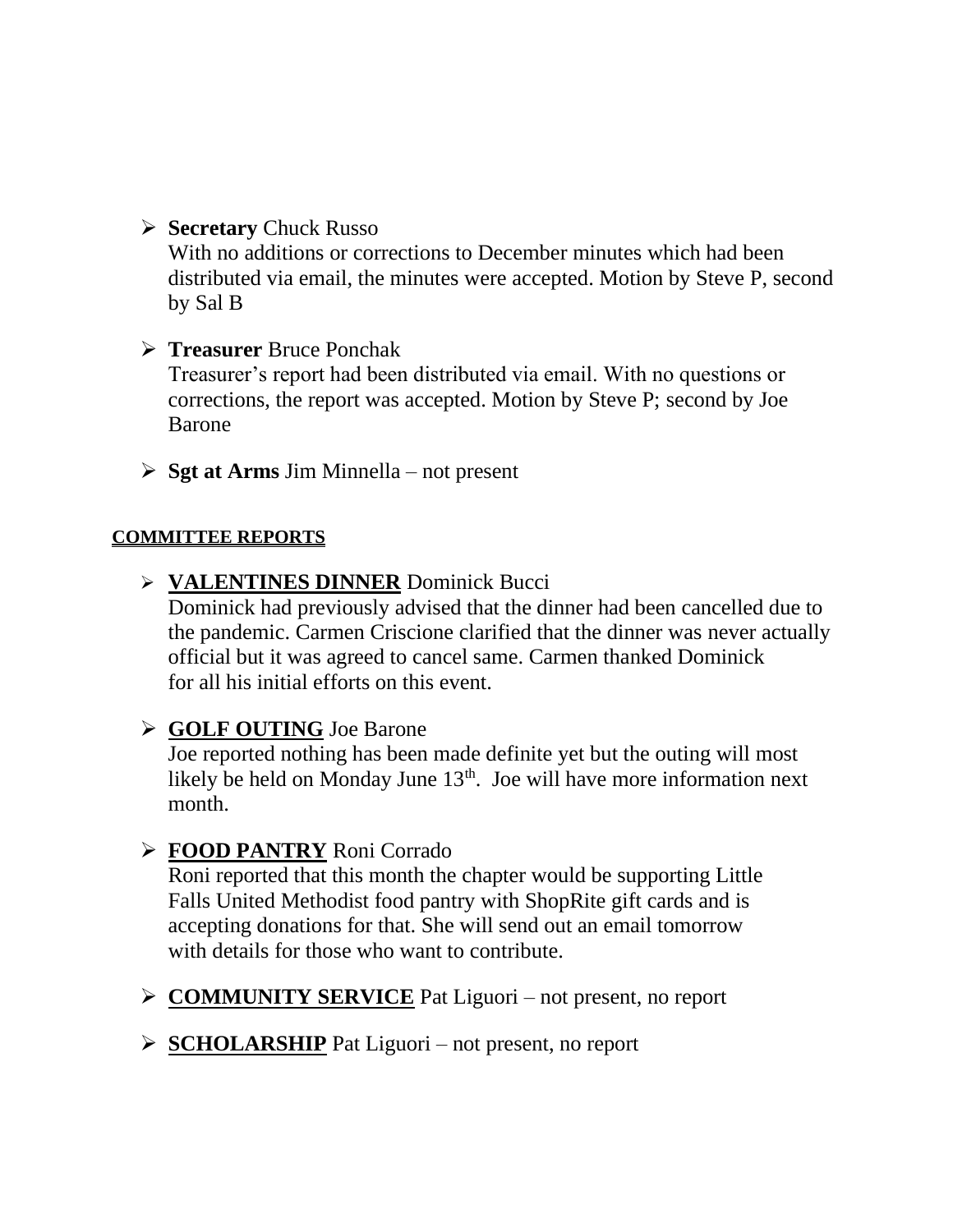- **Secretary** Chuck Russo
  With no additions or corrections to December minutes which had been distributed via email, the minutes were accepted. Motion by Steve P, second by Sal B

- **Treasurer** Bruce Ponchak
  Treasurer's report had been distributed via email. With no questions or corrections, the report was accepted. Motion by Steve P; second by Joe Barone

- **Sgt at Arms** Jim Minnella – not present

#### COMMITTEE REPORTS

- **VALENTINES DINNER** Dominick Bucci
  Dominick had previously advised that the dinner had been cancelled due to the pandemic. Carmen Criscione clarified that the dinner was never actually official but it was agreed to cancel same. Carmen thanked Dominick for all his initial efforts on this event.

- **GOLF OUTING** Joe Barone
  Joe reported nothing has been made definite yet but the outing will most likely be held on Monday June 13th. Joe will have more information next month.

- **FOOD PANTRY** Roni Corrado
  Roni reported that this month the chapter would be supporting Little Falls United Methodist food pantry with ShopRite gift cards and is accepting donations for that. She will send out an email tomorrow with details for those who want to contribute.

- **COMMUNITY SERVICE** Pat Liguori – not present, no report

- **SCHOLARSHIP** Pat Liguori – not present, no report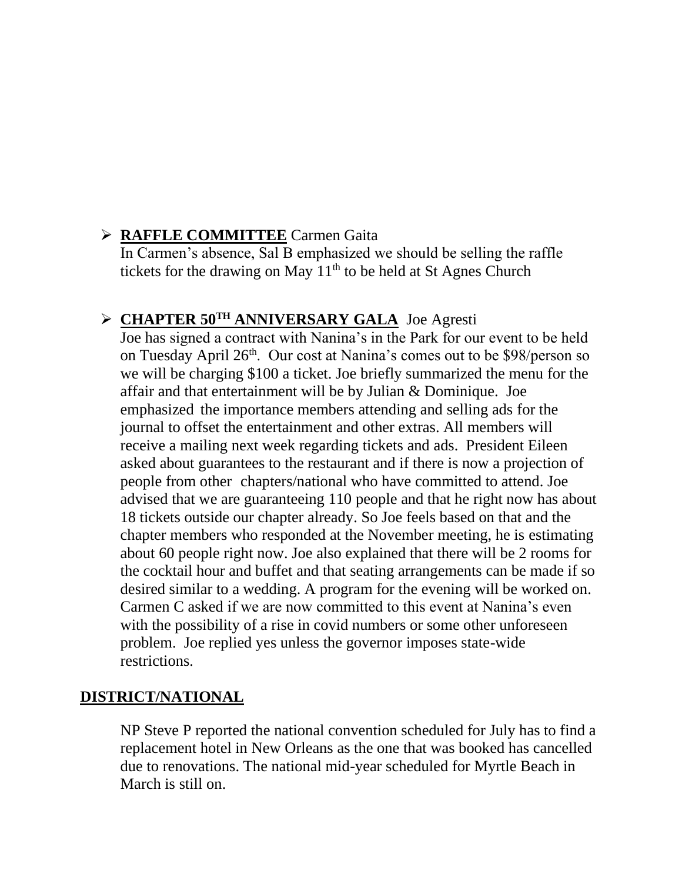- **RAFFLE COMMITTEE** Carmen Gaita

  In Carmen's absence, Sal B emphasized we should be selling the raffle tickets for the drawing on May 11th to be held at St Agnes Church

- **CHAPTER 50TH ANNIVERSARY GALA** Joe Agresti

  Joe has signed a contract with Nanina's in the Park for our event to be held on Tuesday April 26th. Our cost at Nanina's comes out to be $98/person so we will be charging $100 a ticket. Joe briefly summarized the menu for the affair and that entertainment will be by Julian & Dominique. Joe emphasized the importance members attending and selling ads for the journal to offset the entertainment and other extras. All members will receive a mailing next week regarding tickets and ads. President Eileen asked about guarantees to the restaurant and if there is now a projection of people from other chapters/national who have committed to attend. Joe advised that we are guaranteeing 110 people and that he right now has about 18 tickets outside our chapter already. So Joe feels based on that and the chapter members who responded at the November meeting, he is estimating about 60 people right now. Joe also explained that there will be 2 rooms for the cocktail hour and buffet and that seating arrangements can be made if so desired similar to a wedding. A program for the evening will be worked on. Carmen C asked if we are now committed to this event at Nanina's even with the possibility of a rise in covid numbers or some other unforeseen problem. Joe replied yes unless the governor imposes state-wide restrictions.

## DISTRICT/NATIONAL

NP Steve P reported the national convention scheduled for July has to find a replacement hotel in New Orleans as the one that was booked has cancelled due to renovations. The national mid-year scheduled for Myrtle Beach in March is still on.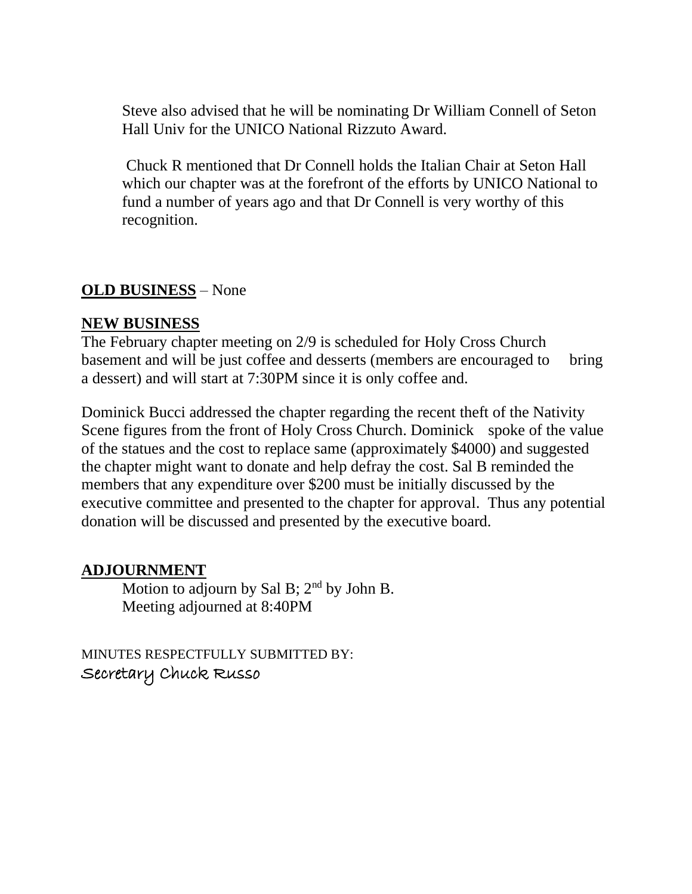Steve also advised that he will be nominating Dr William Connell of Seton Hall Univ for the UNICO National Rizzuto Award.

Chuck R mentioned that Dr Connell holds the Italian Chair at Seton Hall which our chapter was at the forefront of the efforts by UNICO National to fund a number of years ago and that Dr Connell is very worthy of this recognition.

**OLD BUSINESS** – None

**NEW BUSINESS**

The February chapter meeting on 2/9 is scheduled for Holy Cross Church basement and will be just coffee and desserts (members are encouraged to bring a dessert) and will start at 7:30PM since it is only coffee and.

Dominick Bucci addressed the chapter regarding the recent theft of the Nativity Scene figures from the front of Holy Cross Church. Dominick spoke of the value of the statues and the cost to replace same (approximately $4000) and suggested the chapter might want to donate and help defray the cost. Sal B reminded the members that any expenditure over $200 must be initially discussed by the executive committee and presented to the chapter for approval. Thus any potential donation will be discussed and presented by the executive board.

**ADJOURNMENT**

Motion to adjourn by Sal B; 2nd by John B.
Meeting adjourned at 8:40PM

MINUTES RESPECTFULLY SUBMITTED BY:
Secretary Chuck Russo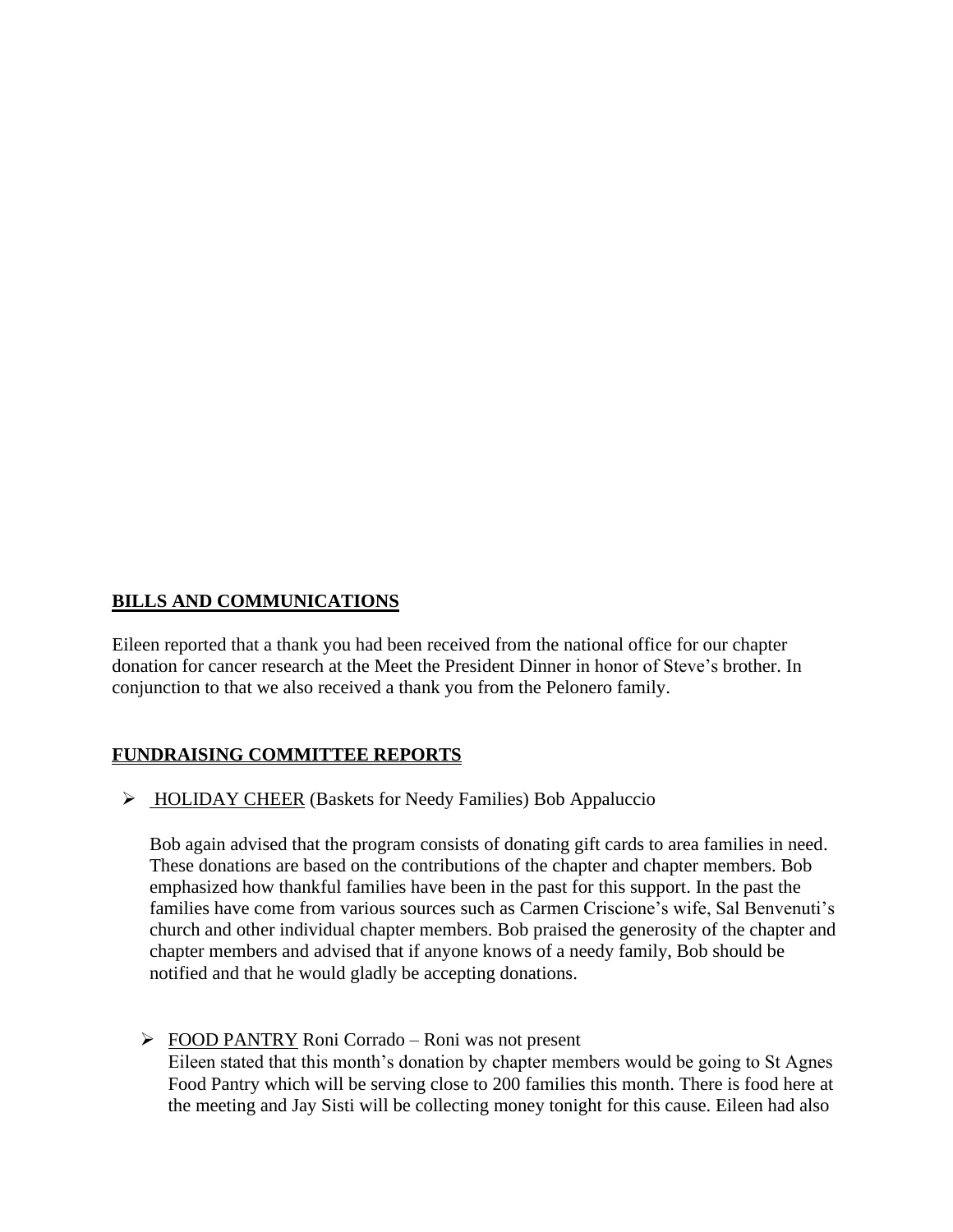## BILLS AND COMMUNICATIONS

Eileen reported that a thank you had been received from the national office for our chapter donation for cancer research at the Meet the President Dinner in honor of Steve's brother. In conjunction to that we also received a thank you from the Pelonero family.

## FUNDRAISING COMMITTEE REPORTS

- HOLIDAY CHEER (Baskets for Needy Families) Bob Appaluccio

  Bob again advised that the program consists of donating gift cards to area families in need. These donations are based on the contributions of the chapter and chapter members. Bob emphasized how thankful families have been in the past for this support. In the past the families have come from various sources such as Carmen Criscione's wife, Sal Benvenuti's church and other individual chapter members. Bob praised the generosity of the chapter and chapter members and advised that if anyone knows of a needy family, Bob should be notified and that he would gladly be accepting donations.

- FOOD PANTRY Roni Corrado – Roni was not present
  Eileen stated that this month's donation by chapter members would be going to St Agnes Food Pantry which will be serving close to 200 families this month. There is food here at the meeting and Jay Sisti will be collecting money tonight for this cause. Eileen had also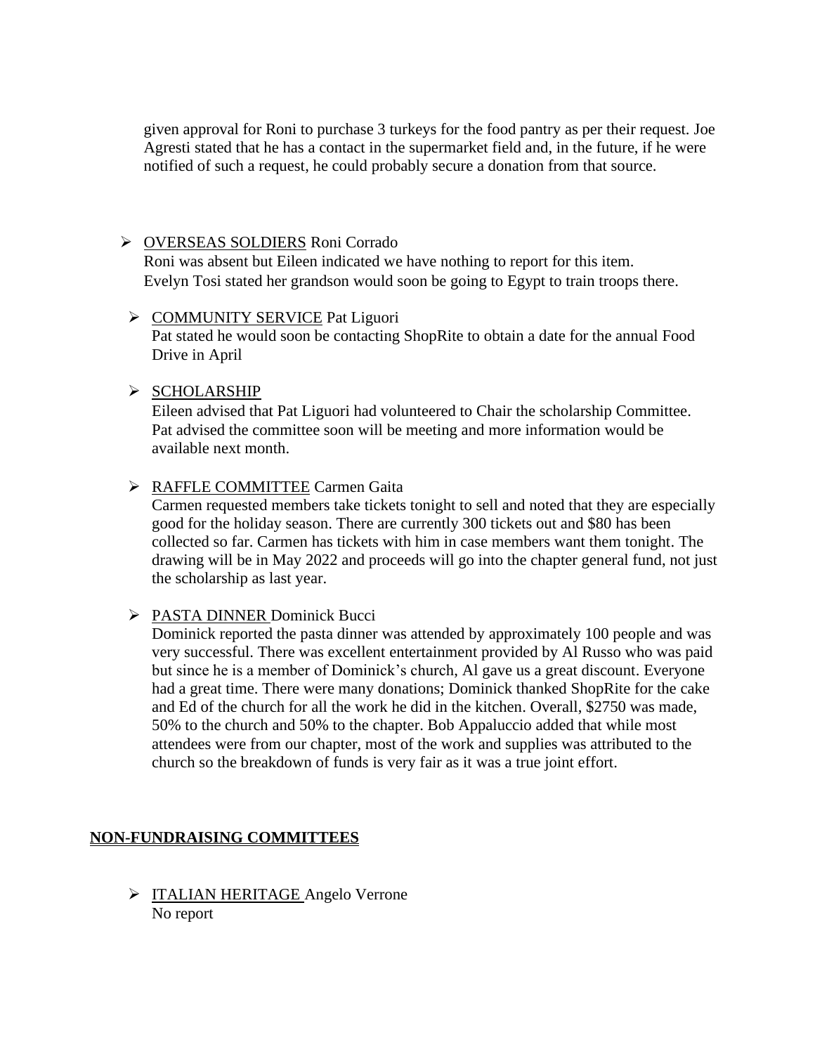given approval for Roni to purchase 3 turkeys for the food pantry as per their request. Joe Agresti stated that he has a contact in the supermarket field and, in the future, if he were notified of such a request, he could probably secure a donation from that source.

- <u>OVERSEAS SOLDIERS</u> Roni Corrado
  Roni was absent but Eileen indicated we have nothing to report for this item.
  Evelyn Tosi stated her grandson would soon be going to Egypt to train troops there.

- <u>COMMUNITY SERVICE</u> Pat Liguori
  Pat stated he would soon be contacting ShopRite to obtain a date for the annual Food Drive in April

- <u>SCHOLARSHIP</u>
  Eileen advised that Pat Liguori had volunteered to Chair the scholarship Committee. Pat advised the committee soon will be meeting and more information would be available next month.

- <u>RAFFLE COMMITTEE</u> Carmen Gaita
  Carmen requested members take tickets tonight to sell and noted that they are especially good for the holiday season. There are currently 300 tickets out and $80 has been collected so far. Carmen has tickets with him in case members want them tonight. The drawing will be in May 2022 and proceeds will go into the chapter general fund, not just the scholarship as last year.

- <u>PASTA DINNER</u> Dominick Bucci
  Dominick reported the pasta dinner was attended by approximately 100 people and was very successful. There was excellent entertainment provided by Al Russo who was paid but since he is a member of Dominick's church, Al gave us a great discount. Everyone had a great time. There were many donations; Dominick thanked ShopRite for the cake and Ed of the church for all the work he did in the kitchen. Overall, $2750 was made, 50% to the church and 50% to the chapter. Bob Appaluccio added that while most attendees were from our chapter, most of the work and supplies was attributed to the church so the breakdown of funds is very fair as it was a true joint effort.

## <u>NON-FUNDRAISING COMMITTEES</u>

- <u>ITALIAN HERITAGE</u> Angelo Verrone
  No report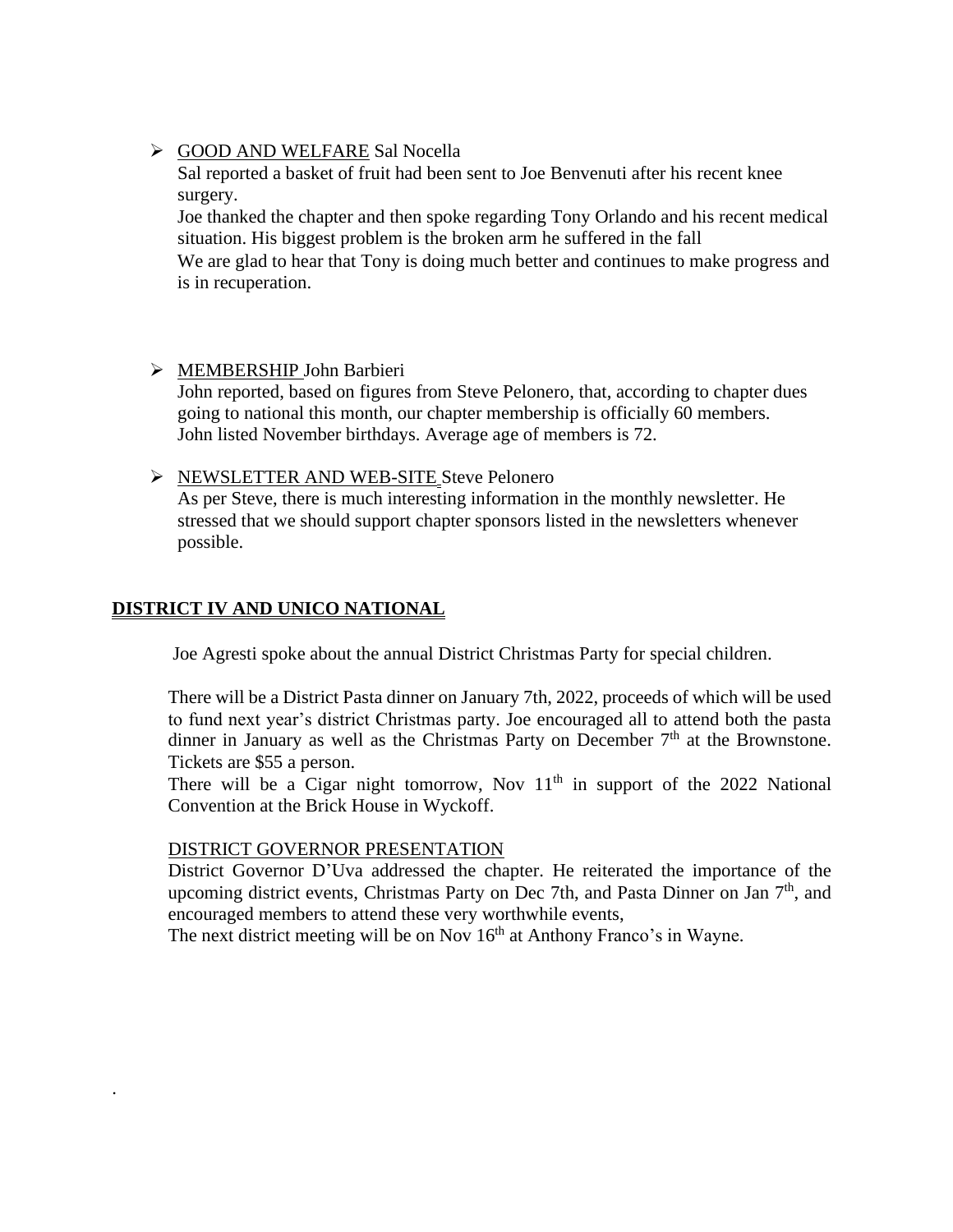- GOOD AND WELFARE Sal Nocella

  Sal reported a basket of fruit had been sent to Joe Benvenuti after his recent knee surgery.

  Joe thanked the chapter and then spoke regarding Tony Orlando and his recent medical situation. His biggest problem is the broken arm he suffered in the fall

  We are glad to hear that Tony is doing much better and continues to make progress and is in recuperation.

- MEMBERSHIP John Barbieri

  John reported, based on figures from Steve Pelonero, that, according to chapter dues going to national this month, our chapter membership is officially 60 members.

  John listed November birthdays. Average age of members is 72.

- NEWSLETTER AND WEB-SITE Steve Pelonero

  As per Steve, there is much interesting information in the monthly newsletter. He stressed that we should support chapter sponsors listed in the newsletters whenever possible.

## DISTRICT IV AND UNICO NATIONAL

Joe Agresti spoke about the annual District Christmas Party for special children.

There will be a District Pasta dinner on January 7th, 2022, proceeds of which will be used to fund next year's district Christmas party. Joe encouraged all to attend both the pasta dinner in January as well as the Christmas Party on December 7th at the Brownstone. Tickets are $55 a person.

There will be a Cigar night tomorrow, Nov 11th in support of the 2022 National Convention at the Brick House in Wyckoff.

DISTRICT GOVERNOR PRESENTATION

District Governor D'Uva addressed the chapter. He reiterated the importance of the upcoming district events, Christmas Party on Dec 7th, and Pasta Dinner on Jan 7th, and encouraged members to attend these very worthwhile events,

The next district meeting will be on Nov 16th at Anthony Franco's in Wayne.

.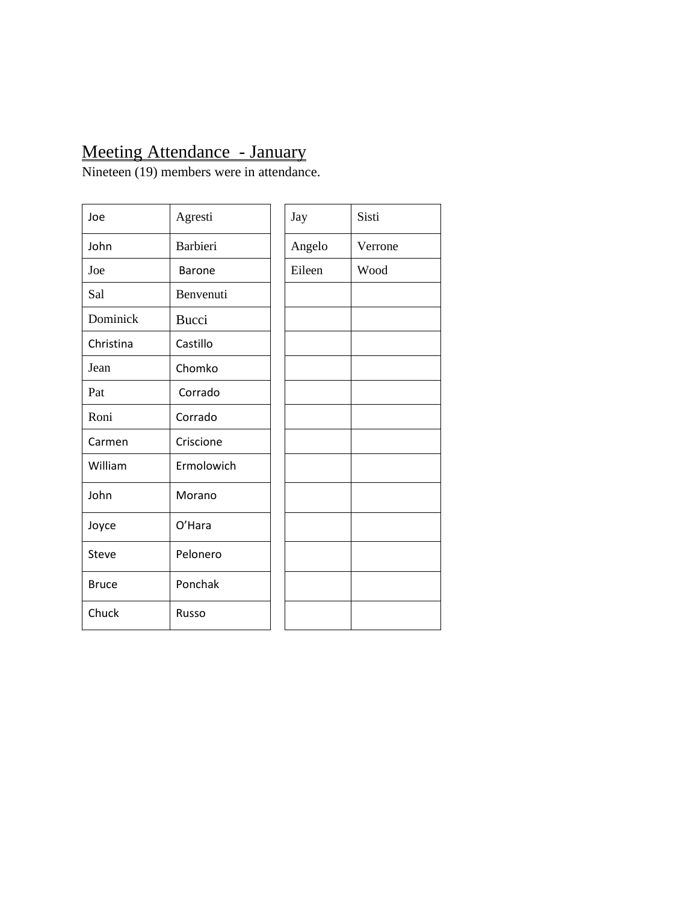## Meeting Attendance - January

Nineteen (19) members were in attendance.

| | | | |
|---|---|---|---|
| Joe | Agresti | Jay | Sisti |
| John | Barbieri | Angelo | Verrone |
| Joe | Barone | Eileen | Wood |
| Sal | Benvenuti | | |
| Dominick | Bucci | | |
| Christina | Castillo | | |
| Jean | Chomko | | |
| Pat | Corrado | | |
| Roni | Corrado | | |
| Carmen | Criscione | | |
| William | Ermolowich | | |
| John | Morano | | |
| Joyce | O'Hara | | |
| Steve | Pelonero | | |
| Bruce | Ponchak | | |
| Chuck | Russo | | |